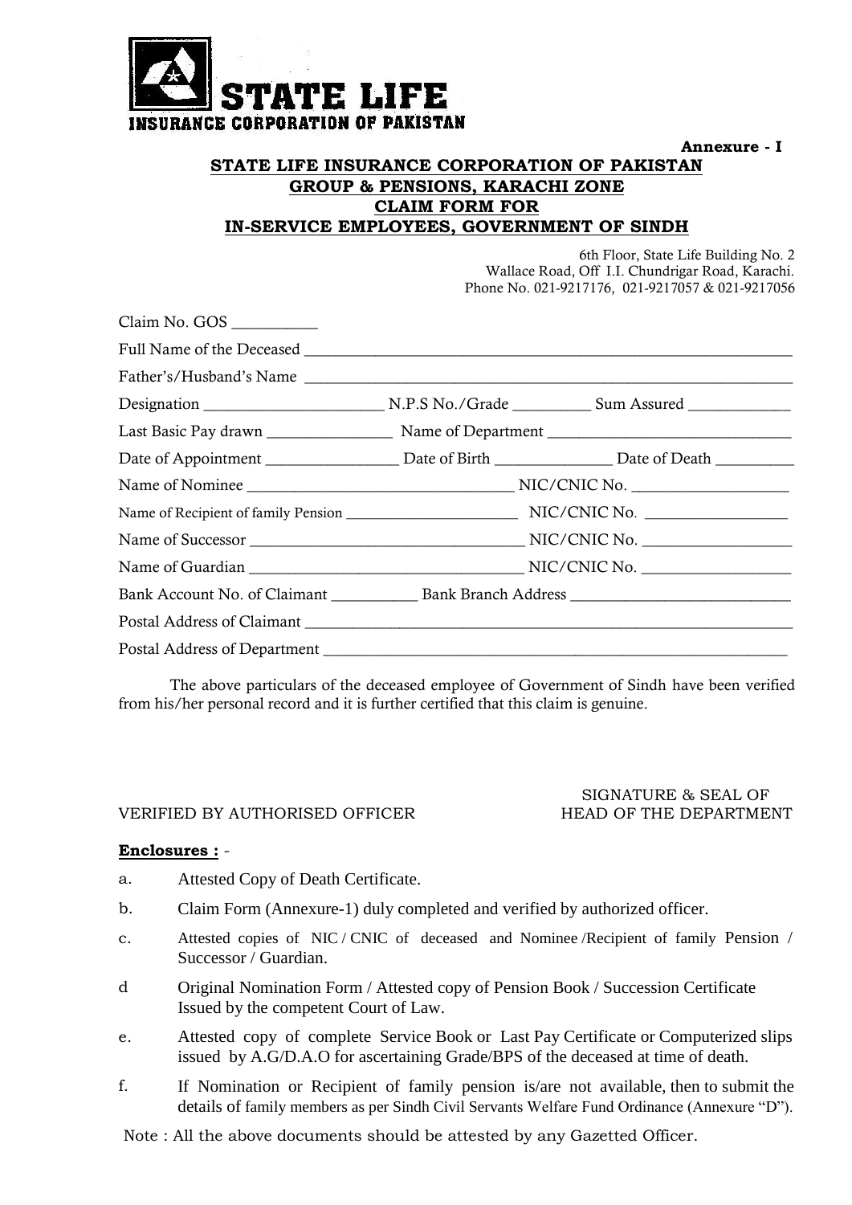**STATE LIFE**
**INSURANCE CORPORATION OF PAKISTAN**

**Annexure - I**

## STATE LIFE INSURANCE CORPORATION OF PAKISTAN
## GROUP & PENSIONS, KARACHI ZONE
## CLAIM FORM FOR
## IN-SERVICE EMPLOYEES, GOVERNMENT OF SINDH

6th Floor, State Life Building No. 2
Wallace Road, Off I.I. Chundrigar Road, Karachi.
Phone No. 021-9217176, 021-9217057 & 021-9217056

Claim No. GOS __________

Full Name of the Deceased ______________________________________________________________

Father's/Husband's Name ______________________________________________________________

Designation _____________________ N.P.S No./Grade _________ Sum Assured ____________

Last Basic Pay drawn _______________ Name of Department ______________________________

Date of Appointment ________________ Date of Birth ______________ Date of Death _________

Name of Nominee _________________________________ NIC/CNIC No. ___________________

Name of Recipient of family Pension _______________________ NIC/CNIC No. _________________

Name of Successor _________________________________ NIC/CNIC No. __________________

Name of Guardian _________________________________ NIC/CNIC No. __________________

Bank Account No. of Claimant __________ Bank Branch Address ___________________________

Postal Address of Claimant ______________________________________________________________

Postal Address of Department ____________________________________________________________

The above particulars of the deceased employee of Government of Sindh have been verified from his/her personal record and it is further certified that this claim is genuine.

VERIFIED BY AUTHORISED OFFICER

SIGNATURE & SEAL OF
HEAD OF THE DEPARTMENT

**Enclosures :** -

a. Attested Copy of Death Certificate.

b. Claim Form (Annexure-1) duly completed and verified by authorized officer.

c. Attested copies of NIC / CNIC of deceased and Nominee /Recipient of family Pension / Successor / Guardian.

d Original Nomination Form / Attested copy of Pension Book / Succession Certificate Issued by the competent Court of Law.

e. Attested copy of complete Service Book or Last Pay Certificate or Computerized slips issued by A.G/D.A.O for ascertaining Grade/BPS of the deceased at time of death.

f. If Nomination or Recipient of family pension is/are not available, then to submit the details of family members as per Sindh Civil Servants Welfare Fund Ordinance (Annexure "D").

Note : All the above documents should be attested by any Gazetted Officer.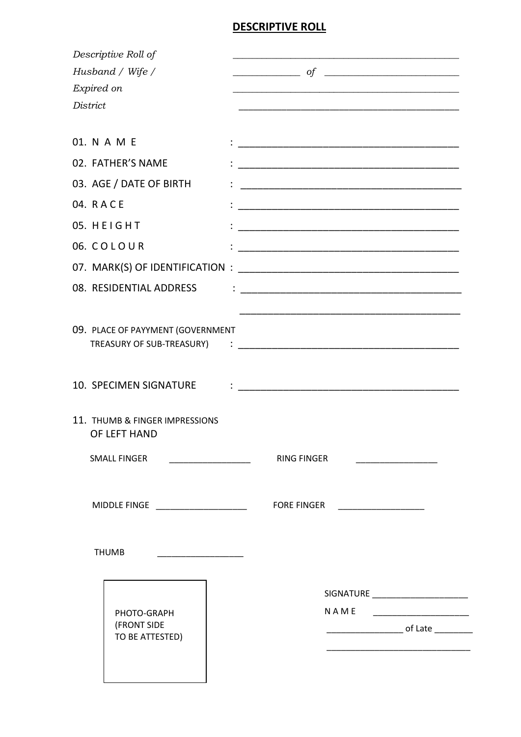## DESCRIPTIVE ROLL

*Descriptive Roll of* ______________________________________________

*Husband / Wife /* _____________ *of* ___________________________

*Expired on* ______________________________________________

*District* ______________________________________________

01. N A M E : ________________________________________
02. FATHER'S NAME : ________________________________________
03. AGE / DATE OF BIRTH : ________________________________________
04. R A C E : ________________________________________
05. H E I G H T : ________________________________________
06. C O L O U R : ________________________________________
07. MARK(S) OF IDENTIFICATION : ________________________________________
08. RESIDENTIAL ADDRESS : ________________________________________

    ________________________________________

09. PLACE OF PAYYMENT (GOVERNMENT TREASURY OF SUB-TREASURY) : ________________________________________

10. SPECIMEN SIGNATURE : ________________________________________

11. THUMB & FINGER IMPRESSIONS OF LEFT HAND

SMALL FINGER _________________ RING FINGER _________________

MIDDLE FINGE ___________________ FORE FINGER __________________

THUMB __________________

PHOTO-GRAPH (FRONT SIDE TO BE ATTESTED)

SIGNATURE ____________________

N A M E ____________________

________________ of Late ________

______________________________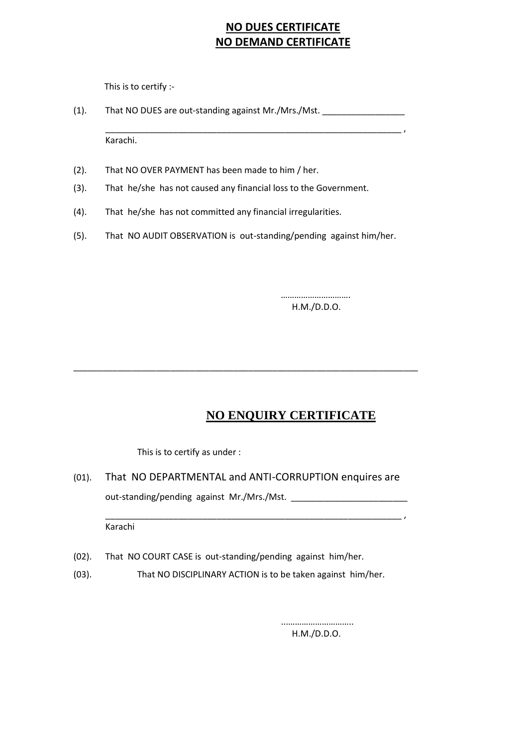# NO DUES CERTIFICATE
# NO DEMAND CERTIFICATE

This is to certify :-

(1). That NO DUES are out-standing against Mr./Mrs./Mst. _________________

_______________________________________________________________ ,
Karachi.

(2). That NO OVER PAYMENT has been made to him / her.

(3). That he/she has not caused any financial loss to the Government.

(4). That he/she has not committed any financial irregularities.

(5). That NO AUDIT OBSERVATION is out-standing/pending against him/her.

…………………………
H.M./D.D.O.

---

# NO ENQUIRY CERTIFICATE

This is to certify as under :

(01). That NO DEPARTMENTAL and ANTI-CORRUPTION enquires are out-standing/pending against Mr./Mrs./Mst. ________________________

_______________________________________________________________ ,
Karachi

(02). That NO COURT CASE is out-standing/pending against him/her.

(03). That NO DISCIPLINARY ACTION is to be taken against him/her.

…………………………..
H.M./D.D.O.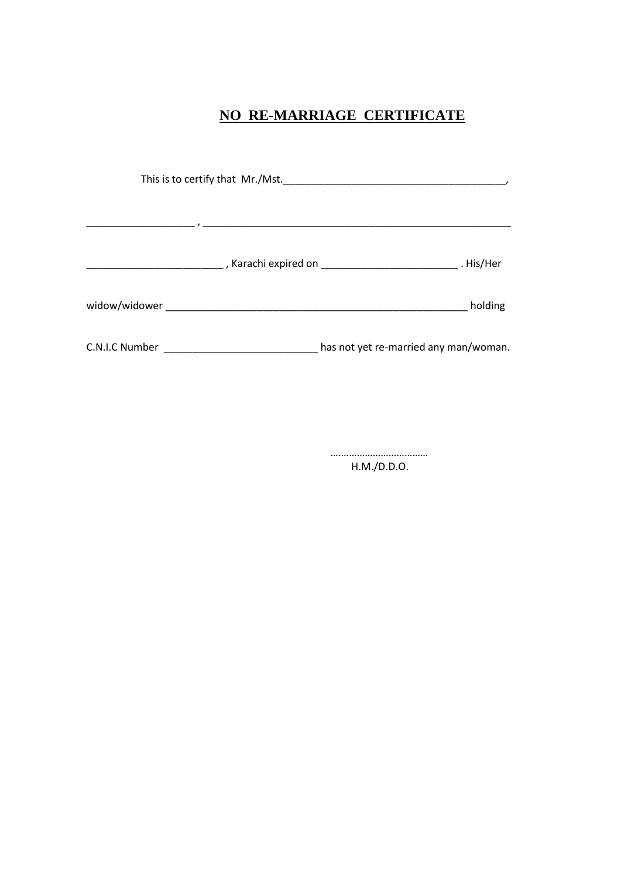# NO RE-MARRIAGE CERTIFICATE

This is to certify that Mr./Mst.________________________________________,

___________________ , __________________________________________________________

________________________ , Karachi expired on ________________________ . His/Her

widow/widower ______________________________________________________ holding

C.N.I.C Number ___________________________ has not yet re-married any man/woman.

………………………………

H.M./D.D.O.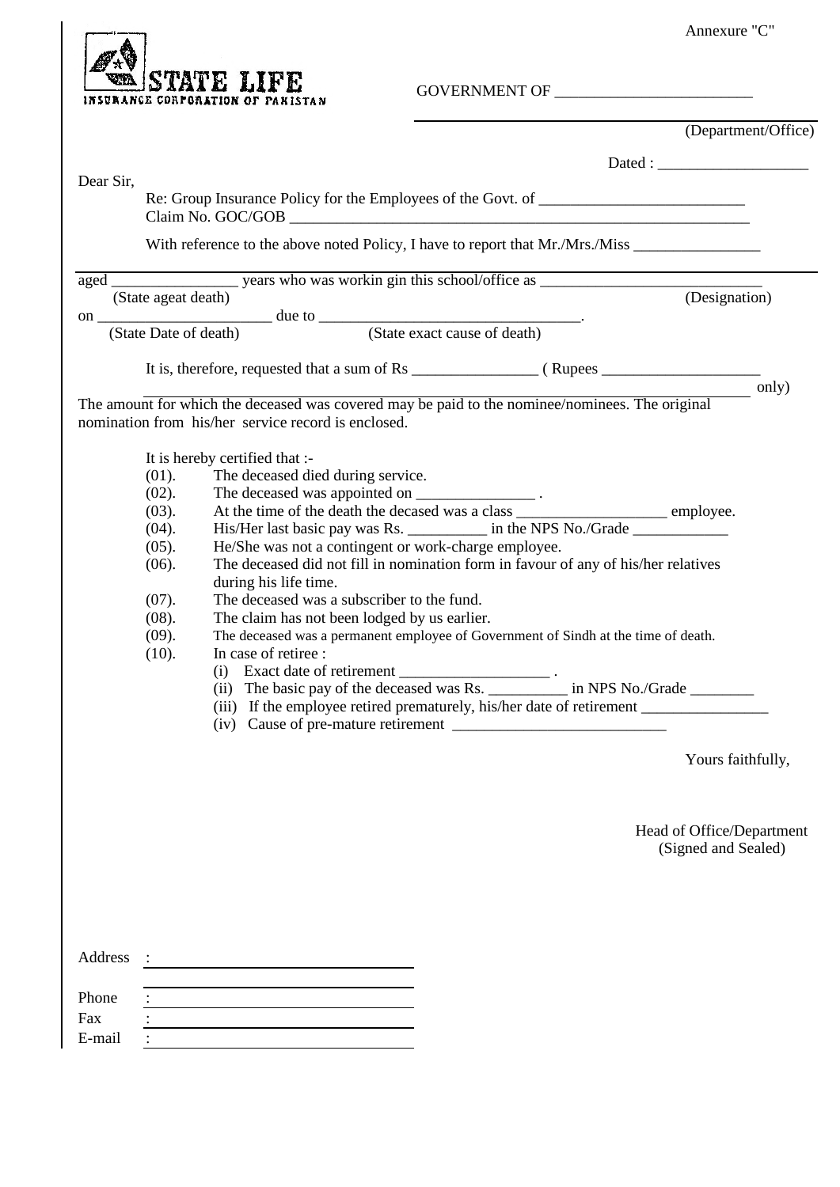Annexure "C"

STATE LIFE
INSURANCE CORPORATION OF PAKISTAN

GOVERNMENT OF ________________________

(Department/Office)

Dated : ___________________

Dear Sir,

Re: Group Insurance Policy for the Employees of the Govt. of __________________________
Claim No. GOC/GOB ____________________________________________________________

With reference to the above noted Policy, I have to report that Mr./Mrs./Miss ________________

aged ________________ years who was workin gin this school/office as ____________________________
(State ageat death) (Designation)

on ______________________ due to __________________________________.
(State Date of death) (State exact cause of death)

It is, therefore, requested that a sum of Rs ________________ ( Rupees ____________________ only)

The amount for which the deceased was covered may be paid to the nominee/nominees. The original nomination from his/her service record is enclosed.

It is hereby certified that :-

(01). The deceased died during service.
(02). The deceased was appointed on _______________ .
(03). At the time of the death the decased was a class ___________________ employee.
(04). His/Her last basic pay was Rs. __________ in the NPS No./Grade ____________
(05). He/She was not a contingent or work-charge employee.
(06). The deceased did not fill in nomination form in favour of any of his/her relatives during his life time.
(07). The deceased was a subscriber to the fund.
(08). The claim has not been lodged by us earlier.
(09). The deceased was a permanent employee of Government of Sindh at the time of death.
(10). In case of retiree :
 (i) Exact date of retirement ___________________ .
 (ii) The basic pay of the deceased was Rs. __________ in NPS No./Grade ________
 (iii) If the employee retired prematurely, his/her date of retirement ________________
 (iv) Cause of pre-mature retirement ___________________________

Yours faithfully,

Head of Office/Department
(Signed and Sealed)

Address : ______________________________
______________________________
Phone : ______________________________
Fax : ______________________________
E-mail : ______________________________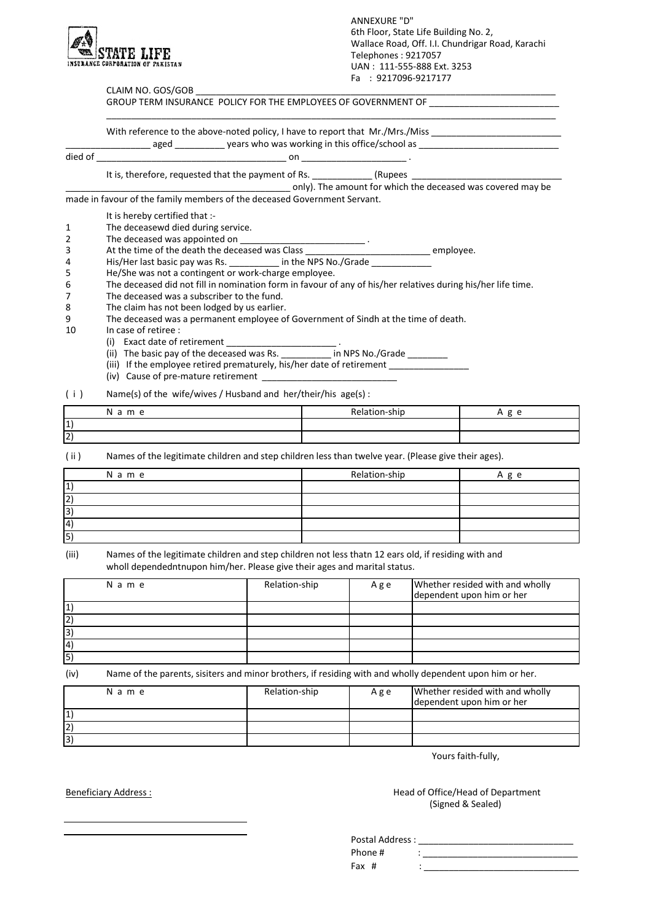STATE LIFE
INSURANCE CORPORATION OF PAKISTAN

ANNEXURE "D"
6th Floor, State Life Building No. 2,
Wallace Road, Off. I.I. Chundrigar Road, Karachi
Telephones : 9217057
UAN : 111-555-888 Ext. 3253
Fa : 9217096-9217177

CLAIM NO. GOS/GOB ___________________________________________________________________________

GROUP TERM INSURANCE POLICY FOR THE EMPLOYEES OF GOVERNMENT OF ________________________
______________________________________________________________________________________

With reference to the above-noted policy, I have to report that Mr./Mrs./Miss _________________________ _________________ aged __________ years who was working in this office/school as ____________________________ died of ______________________________________ on _____________________ .

It is, therefore, requested that the payment of Rs. ____________ (Rupees ______________________________ ______________________________________________ only). The amount for which the deceased was covered may be made in favour of the family members of the deceased Government Servant.

It is hereby certified that :-

1. The deceasewd died during service.
2. The deceased was appointed on _________________________ .
3. At the time of the death the deceased was Class _________________________ employee.
4. His/Her last basic pay was Rs. __________ in the NPS No./Grade ____________
5. He/She was not a contingent or work-charge employee.
6. The deceased did not fill in nomination form in favour of any of his/her relatives during his/her life time.
7. The deceased was a subscriber to the fund.
8. The claim has not been lodged by us earlier.
9. The deceased was a permanent employee of Government of Sindh at the time of death.
10. In case of retiree :
    - (i) Exact date of retirement ______________________ .
    - (ii) The basic pay of the deceased was Rs. __________ in NPS No./Grade ________
    - (iii) If the employee retired prematurely, his/her date of retirement ________________
    - (iv) Cause of pre-mature retirement ____________________________

( i ) Name(s) of the wife/wives / Husband and her/their/his age(s) :

| | N a m e | Relation-ship | A g e |
|---|---|---|---|
| 1) | | | |
| 2) | | | |

( ii ) Names of the legitimate children and step children less than twelve year. (Please give their ages).

| | N a m e | Relation-ship | A g e |
|---|---|---|---|
| 1) | | | |
| 2) | | | |
| 3) | | | |
| 4) | | | |
| 5) | | | |

(iii) Names of the legitimate children and step children not less thatn 12 ears old, if residing with and wholl dependedntnupon him/her. Please give their ages and marital status.

| | N a m e | Relation-ship | A g e | Whether resided with and wholly dependent upon him or her |
|---|---|---|---|---|
| 1) | | | | |
| 2) | | | | |
| 3) | | | | |
| 4) | | | | |
| 5) | | | | |

(iv) Name of the parents, sisiters and minor brothers, if residing with and wholly dependent upon him or her.

| | N a m e | Relation-ship | A g e | Whether resided with and wholly dependent upon him or her |
|---|---|---|---|---|
| 1) | | | | |
| 2) | | | | |
| 3) | | | | |

Yours faith-fully,

Beneficiary Address :

____________________________________

____________________________________

Head of Office/Head of Department
(Signed & Sealed)

Postal Address : _______________________________
Phone # : _______________________________
Fax # : _______________________________